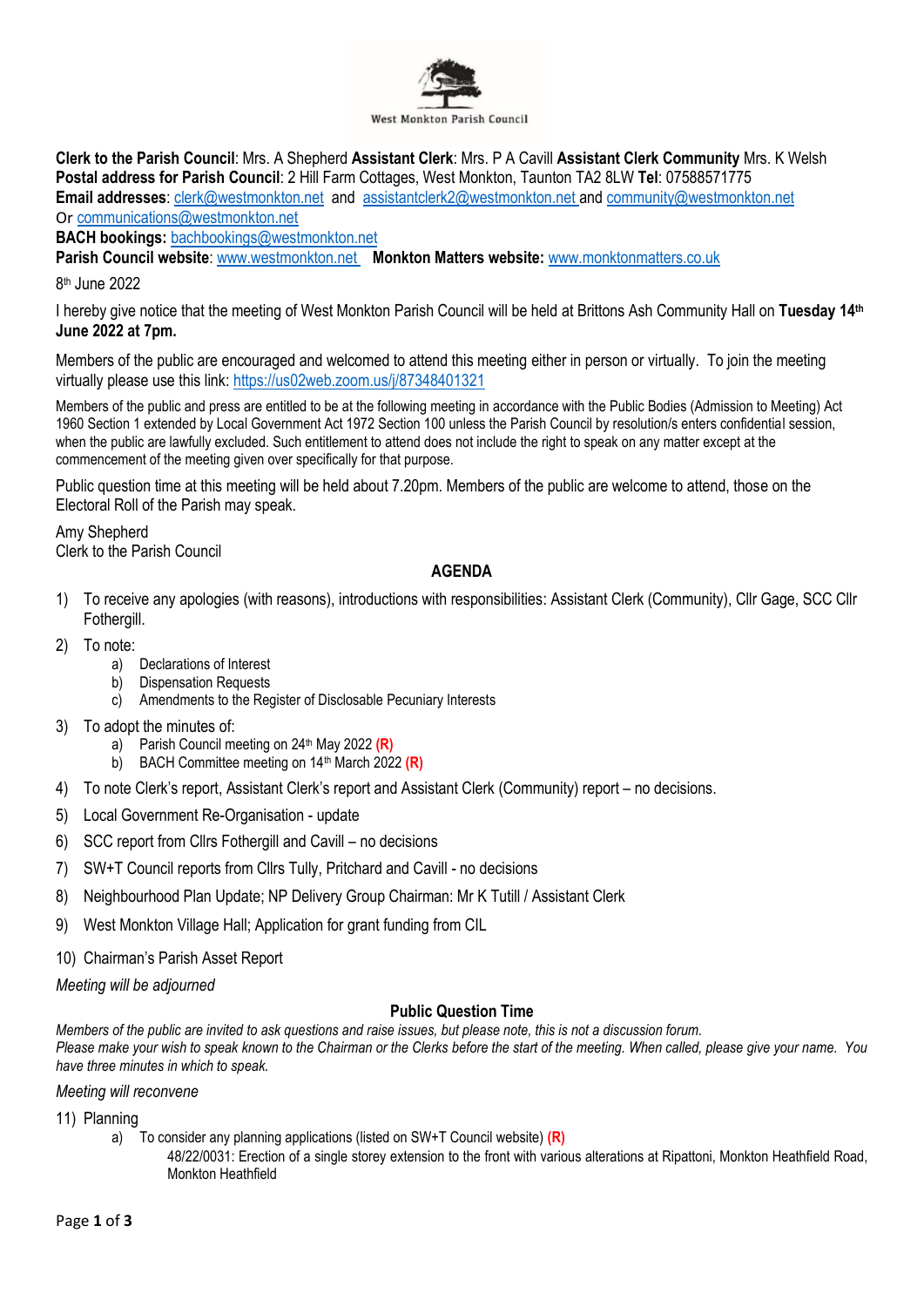West Monkton Parish Council

**Clerk to the Parish Council**: Mrs. A Shepherd **Assistant Clerk**: Mrs. P A Cavill **Assistant Clerk Community** Mrs. K Welsh
**Postal address for Parish Council**: 2 Hill Farm Cottages, West Monkton, Taunton TA2 8LW **Tel**: 07588571775
**Email addresses**: clerk@westmonkton.net and assistantclerk2@westmonkton.net and community@westmonkton.net
Or communications@westmonkton.net
**BACH bookings:** bachbookings@westmonkton.net
**Parish Council website**: www.westmonkton.net **Monkton Matters website:** www.monktonmatters.co.uk

8th June 2022

I hereby give notice that the meeting of West Monkton Parish Council will be held at Brittons Ash Community Hall on **Tuesday 14th June 2022 at 7pm.**

Members of the public are encouraged and welcomed to attend this meeting either in person or virtually. To join the meeting virtually please use this link: https://us02web.zoom.us/j/87348401321

Members of the public and press are entitled to be at the following meeting in accordance with the Public Bodies (Admission to Meeting) Act 1960 Section 1 extended by Local Government Act 1972 Section 100 unless the Parish Council by resolution/s enters confidential session, when the public are lawfully excluded. Such entitlement to attend does not include the right to speak on any matter except at the commencement of the meeting given over specifically for that purpose.

Public question time at this meeting will be held about 7.20pm. Members of the public are welcome to attend, those on the Electoral Roll of the Parish may speak.

Amy Shepherd
Clerk to the Parish Council

## AGENDA

1) To receive any apologies (with reasons), introductions with responsibilities: Assistant Clerk (Community), Cllr Gage, SCC Cllr Fothergill.
2) To note:
   a) Declarations of Interest
   b) Dispensation Requests
   c) Amendments to the Register of Disclosable Pecuniary Interests
3) To adopt the minutes of:
   a) Parish Council meeting on 24th May 2022 **(R)**
   b) BACH Committee meeting on 14th March 2022 **(R)**
4) To note Clerk's report, Assistant Clerk's report and Assistant Clerk (Community) report – no decisions.
5) Local Government Re-Organisation - update
6) SCC report from Cllrs Fothergill and Cavill – no decisions
7) SW+T Council reports from Cllrs Tully, Pritchard and Cavill - no decisions
8) Neighbourhood Plan Update; NP Delivery Group Chairman: Mr K Tutill / Assistant Clerk
9) West Monkton Village Hall; Application for grant funding from CIL
10) Chairman's Parish Asset Report

*Meeting will be adjourned*

### Public Question Time

*Members of the public are invited to ask questions and raise issues, but please note, this is not a discussion forum.*
*Please make your wish to speak known to the Chairman or the Clerks before the start of the meeting. When called, please give your name. You have three minutes in which to speak.*

*Meeting will reconvene*

11) Planning
   a) To consider any planning applications (listed on SW+T Council website) **(R)**
      48/22/0031: Erection of a single storey extension to the front with various alterations at Ripattoni, Monkton Heathfield Road, Monkton Heathfield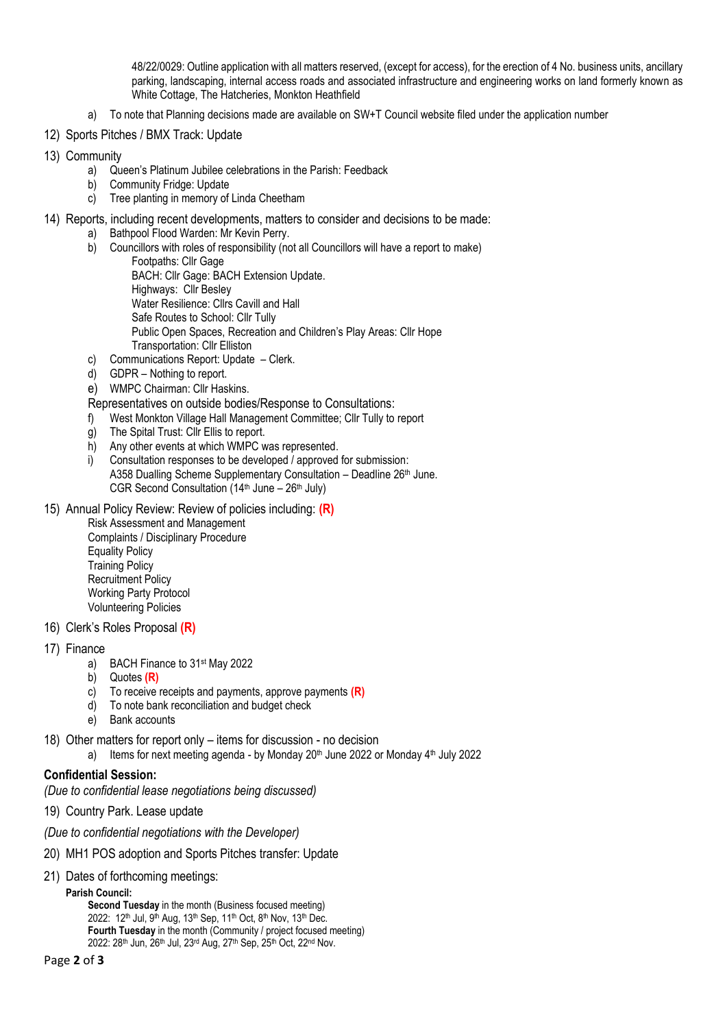48/22/0029: Outline application with all matters reserved, (except for access), for the erection of 4 No. business units, ancillary parking, landscaping, internal access roads and associated infrastructure and engineering works on land formerly known as White Cottage, The Hatcheries, Monkton Heathfield

a) To note that Planning decisions made are available on SW+T Council website filed under the application number

12) Sports Pitches / BMX Track: Update

13) Community
   a) Queen's Platinum Jubilee celebrations in the Parish: Feedback
   b) Community Fridge: Update
   c) Tree planting in memory of Linda Cheetham

14) Reports, including recent developments, matters to consider and decisions to be made:
   a) Bathpool Flood Warden: Mr Kevin Perry.
   b) Councillors with roles of responsibility (not all Councillors will have a report to make)
      Footpaths: Cllr Gage
      BACH: Cllr Gage: BACH Extension Update.
      Highways: Cllr Besley
      Water Resilience: Cllrs Cavill and Hall
      Safe Routes to School: Cllr Tully
      Public Open Spaces, Recreation and Children's Play Areas: Cllr Hope
      Transportation: Cllr Elliston
   c) Communications Report: Update – Clerk.
   d) GDPR – Nothing to report.
   e) WMPC Chairman: Cllr Haskins.

   Representatives on outside bodies/Response to Consultations:

   f) West Monkton Village Hall Management Committee; Cllr Tully to report
   g) The Spital Trust: Cllr Ellis to report.
   h) Any other events at which WMPC was represented.
   i) Consultation responses to be developed / approved for submission:
      A358 Dualling Scheme Supplementary Consultation – Deadline 26th June.
      CGR Second Consultation (14th June – 26th July)

15) Annual Policy Review: Review of policies including: **(R)**
   Risk Assessment and Management
   Complaints / Disciplinary Procedure
   Equality Policy
   Training Policy
   Recruitment Policy
   Working Party Protocol
   Volunteering Policies

16) Clerk's Roles Proposal **(R)**

17) Finance
   a) BACH Finance to 31st May 2022
   b) Quotes **(R)**
   c) To receive receipts and payments, approve payments **(R)**
   d) To note bank reconciliation and budget check
   e) Bank accounts

18) Other matters for report only – items for discussion - no decision
   a) Items for next meeting agenda - by Monday 20th June 2022 or Monday 4th July 2022

**Confidential Session:**

*(Due to confidential lease negotiations being discussed)*

19) Country Park. Lease update

*(Due to confidential negotiations with the Developer)*

20) MH1 POS adoption and Sports Pitches transfer: Update

21) Dates of forthcoming meetings:

   **Parish Council:**

   **Second Tuesday** in the month (Business focused meeting)
   2022: 12th Jul, 9th Aug, 13th Sep, 11th Oct, 8th Nov, 13th Dec.
   **Fourth Tuesday** in the month (Community / project focused meeting)
   2022: 28th Jun, 26th Jul, 23rd Aug, 27th Sep, 25th Oct, 22nd Nov.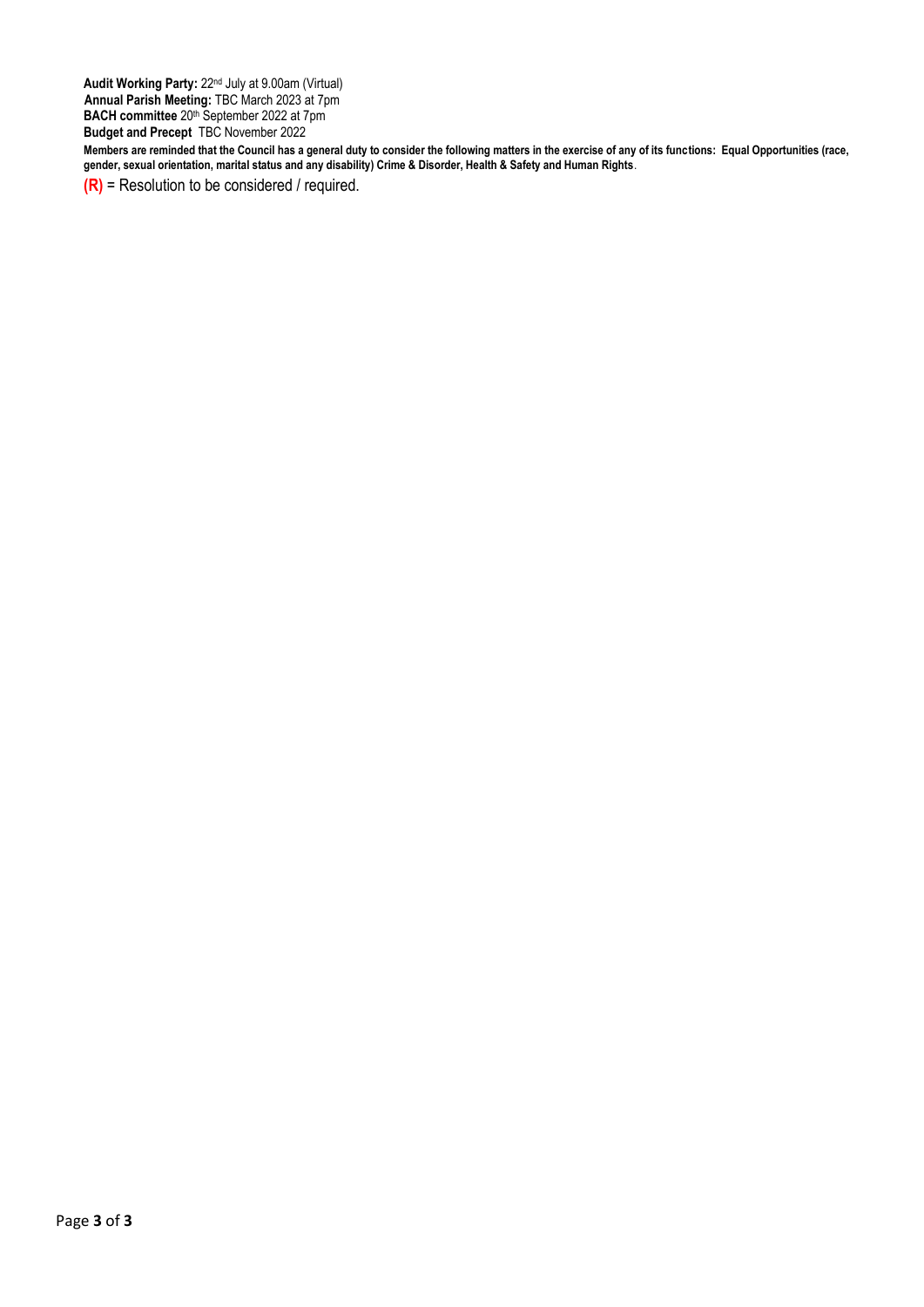**Audit Working Party:** 22nd July at 9.00am (Virtual)
**Annual Parish Meeting:** TBC March 2023 at 7pm
**BACH committee** 20th September 2022 at 7pm
**Budget and Precept** TBC November 2022

**Members are reminded that the Council has a general duty to consider the following matters in the exercise of any of its functions: Equal Opportunities (race, gender, sexual orientation, marital status and any disability) Crime & Disorder, Health & Safety and Human Rights**.

**(R)** = Resolution to be considered / required.